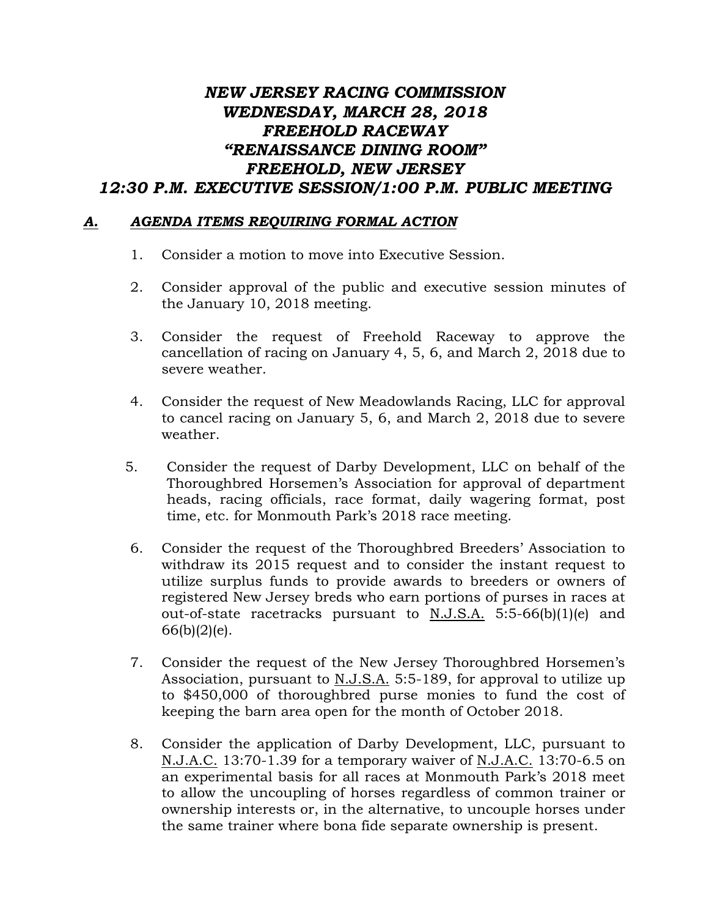# *NEW JERSEY RACING COMMISSION*
# *WEDNESDAY, MARCH 28, 2018*
# *FREEHOLD RACEWAY*
# *"RENAISSANCE DINING ROOM"*
# *FREEHOLD, NEW JERSEY*
# *12:30 P.M. EXECUTIVE SESSION/1:00 P.M. PUBLIC MEETING*

## ***A. AGENDA ITEMS REQUIRING FORMAL ACTION***

1. Consider a motion to move into Executive Session.

2. Consider approval of the public and executive session minutes of the January 10, 2018 meeting.

3. Consider the request of Freehold Raceway to approve the cancellation of racing on January 4, 5, 6, and March 2, 2018 due to severe weather.

4. Consider the request of New Meadowlands Racing, LLC for approval to cancel racing on January 5, 6, and March 2, 2018 due to severe weather.

5. Consider the request of Darby Development, LLC on behalf of the Thoroughbred Horsemen's Association for approval of department heads, racing officials, race format, daily wagering format, post time, etc. for Monmouth Park's 2018 race meeting.

6. Consider the request of the Thoroughbred Breeders' Association to withdraw its 2015 request and to consider the instant request to utilize surplus funds to provide awards to breeders or owners of registered New Jersey breds who earn portions of purses in races at out-of-state racetracks pursuant to N.J.S.A. 5:5-66(b)(1)(e) and 66(b)(2)(e).

7. Consider the request of the New Jersey Thoroughbred Horsemen's Association, pursuant to N.J.S.A. 5:5-189, for approval to utilize up to $450,000 of thoroughbred purse monies to fund the cost of keeping the barn area open for the month of October 2018.

8. Consider the application of Darby Development, LLC, pursuant to N.J.A.C. 13:70-1.39 for a temporary waiver of N.J.A.C. 13:70-6.5 on an experimental basis for all races at Monmouth Park's 2018 meet to allow the uncoupling of horses regardless of common trainer or ownership interests or, in the alternative, to uncouple horses under the same trainer where bona fide separate ownership is present.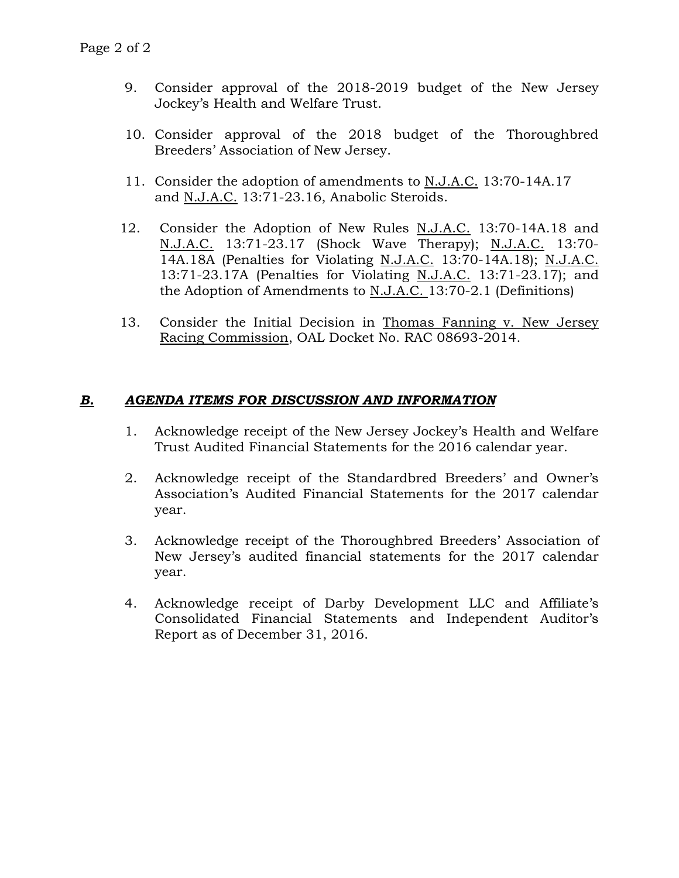9. Consider approval of the 2018-2019 budget of the New Jersey Jockey's Health and Welfare Trust.

10. Consider approval of the 2018 budget of the Thoroughbred Breeders' Association of New Jersey.

11. Consider the adoption of amendments to N.J.A.C. 13:70-14A.17 and N.J.A.C. 13:71-23.16, Anabolic Steroids.

12. Consider the Adoption of New Rules N.J.A.C. 13:70-14A.18 and N.J.A.C. 13:71-23.17 (Shock Wave Therapy); N.J.A.C. 13:70-14A.18A (Penalties for Violating N.J.A.C. 13:70-14A.18); N.J.A.C. 13:71-23.17A (Penalties for Violating N.J.A.C. 13:71-23.17); and the Adoption of Amendments to N.J.A.C. 13:70-2.1 (Definitions)

13. Consider the Initial Decision in Thomas Fanning v. New Jersey Racing Commission, OAL Docket No. RAC 08693-2014.

## ***B. AGENDA ITEMS FOR DISCUSSION AND INFORMATION***

1. Acknowledge receipt of the New Jersey Jockey's Health and Welfare Trust Audited Financial Statements for the 2016 calendar year.

2. Acknowledge receipt of the Standardbred Breeders' and Owner's Association's Audited Financial Statements for the 2017 calendar year.

3. Acknowledge receipt of the Thoroughbred Breeders' Association of New Jersey's audited financial statements for the 2017 calendar year.

4. Acknowledge receipt of Darby Development LLC and Affiliate's Consolidated Financial Statements and Independent Auditor's Report as of December 31, 2016.